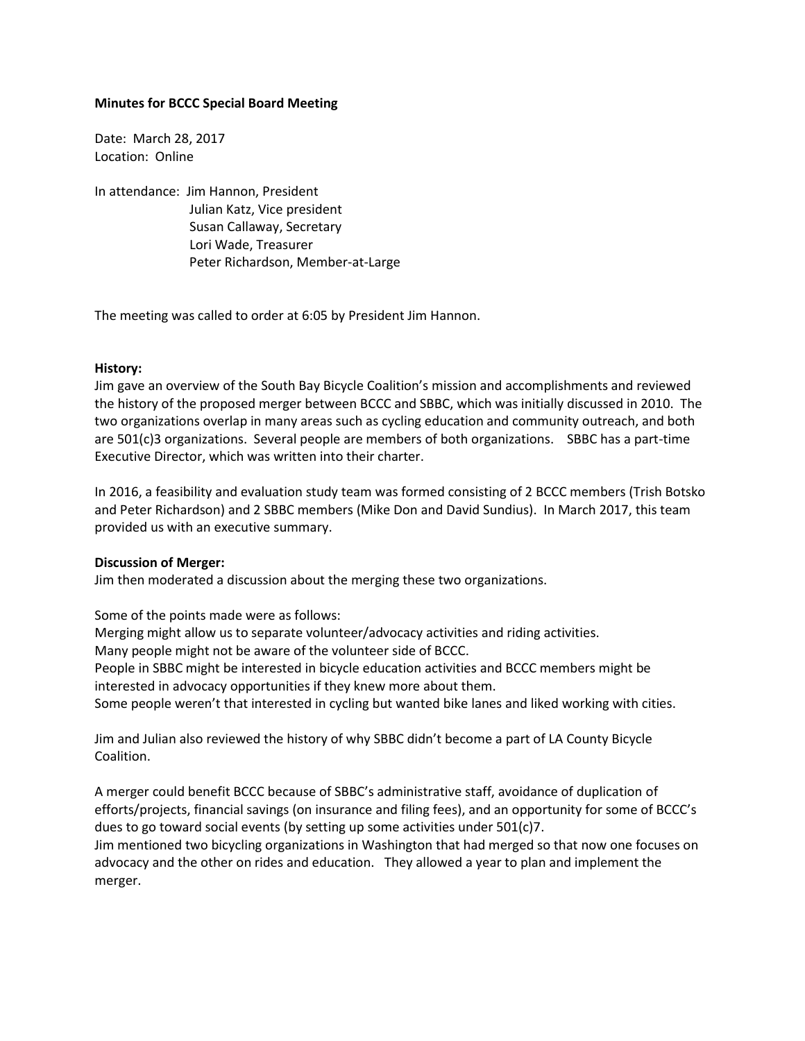**Minutes for BCCC Special Board Meeting**

Date: March 28, 2017
Location: Online

In attendance: Jim Hannon, President
Julian Katz, Vice president
Susan Callaway, Secretary
Lori Wade, Treasurer
Peter Richardson, Member-at-Large

The meeting was called to order at 6:05 by President Jim Hannon.

**History:**
Jim gave an overview of the South Bay Bicycle Coalition's mission and accomplishments and reviewed the history of the proposed merger between BCCC and SBBC, which was initially discussed in 2010. The two organizations overlap in many areas such as cycling education and community outreach, and both are 501(c)3 organizations. Several people are members of both organizations. SBBC has a part-time Executive Director, which was written into their charter.

In 2016, a feasibility and evaluation study team was formed consisting of 2 BCCC members (Trish Botsko and Peter Richardson) and 2 SBBC members (Mike Don and David Sundius). In March 2017, this team provided us with an executive summary.

**Discussion of Merger:**
Jim then moderated a discussion about the merging these two organizations.

Some of the points made were as follows:
Merging might allow us to separate volunteer/advocacy activities and riding activities.
Many people might not be aware of the volunteer side of BCCC.
People in SBBC might be interested in bicycle education activities and BCCC members might be interested in advocacy opportunities if they knew more about them.
Some people weren't that interested in cycling but wanted bike lanes and liked working with cities.

Jim and Julian also reviewed the history of why SBBC didn't become a part of LA County Bicycle Coalition.

A merger could benefit BCCC because of SBBC's administrative staff, avoidance of duplication of efforts/projects, financial savings (on insurance and filing fees), and an opportunity for some of BCCC's dues to go toward social events (by setting up some activities under 501(c)7.
Jim mentioned two bicycling organizations in Washington that had merged so that now one focuses on advocacy and the other on rides and education. They allowed a year to plan and implement the merger.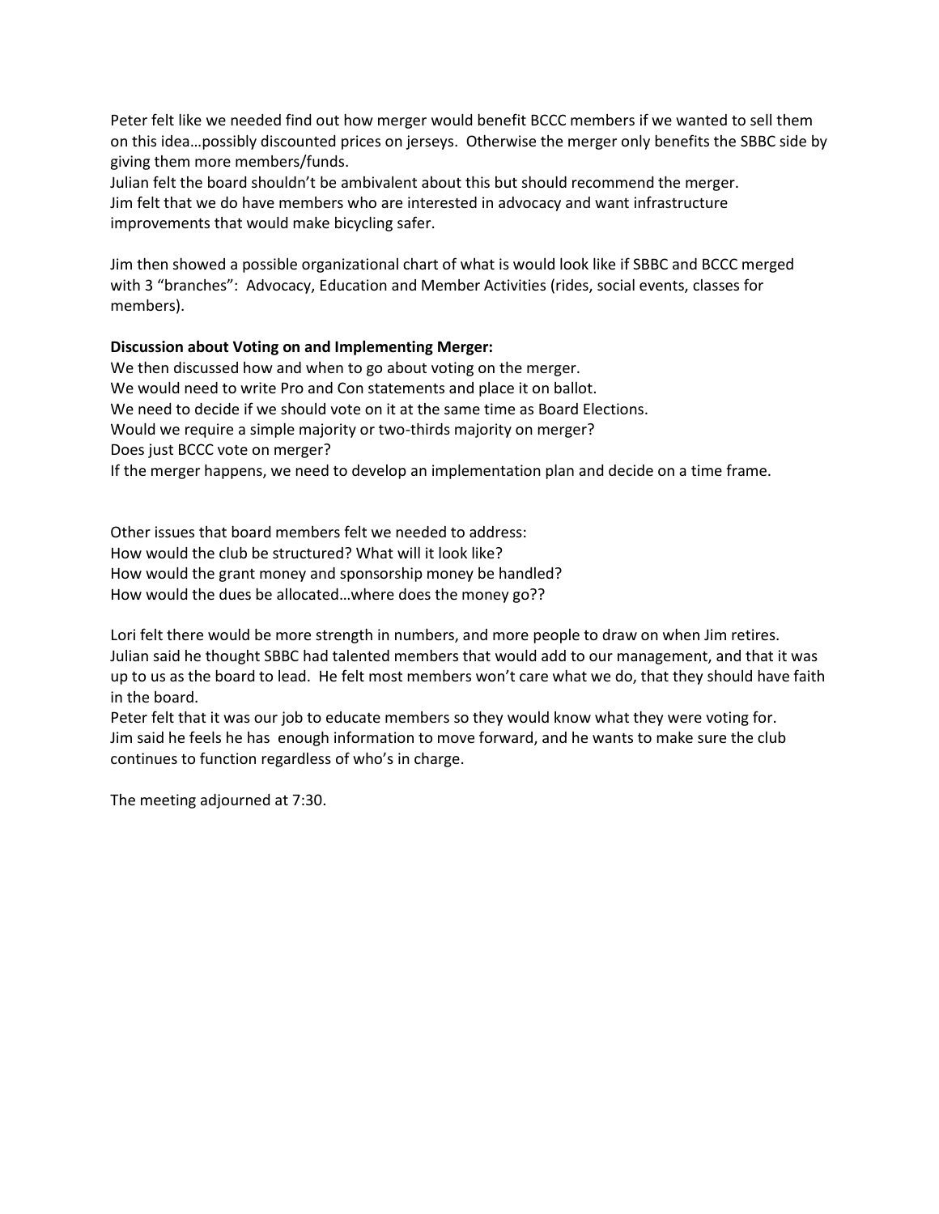Peter felt like we needed find out how merger would benefit BCCC members if we wanted to sell them on this idea…possibly discounted prices on jerseys. Otherwise the merger only benefits the SBBC side by giving them more members/funds.
Julian felt the board shouldn't be ambivalent about this but should recommend the merger.
Jim felt that we do have members who are interested in advocacy and want infrastructure improvements that would make bicycling safer.

Jim then showed a possible organizational chart of what is would look like if SBBC and BCCC merged with 3 "branches": Advocacy, Education and Member Activities (rides, social events, classes for members).

**Discussion about Voting on and Implementing Merger:**
We then discussed how and when to go about voting on the merger.
We would need to write Pro and Con statements and place it on ballot.
We need to decide if we should vote on it at the same time as Board Elections.
Would we require a simple majority or two-thirds majority on merger?
Does just BCCC vote on merger?
If the merger happens, we need to develop an implementation plan and decide on a time frame.

Other issues that board members felt we needed to address:
How would the club be structured? What will it look like?
How would the grant money and sponsorship money be handled?
How would the dues be allocated…where does the money go??

Lori felt there would be more strength in numbers, and more people to draw on when Jim retires.
Julian said he thought SBBC had talented members that would add to our management, and that it was up to us as the board to lead. He felt most members won't care what we do, that they should have faith in the board.
Peter felt that it was our job to educate members so they would know what they were voting for.
Jim said he feels he has enough information to move forward, and he wants to make sure the club continues to function regardless of who's in charge.

The meeting adjourned at 7:30.